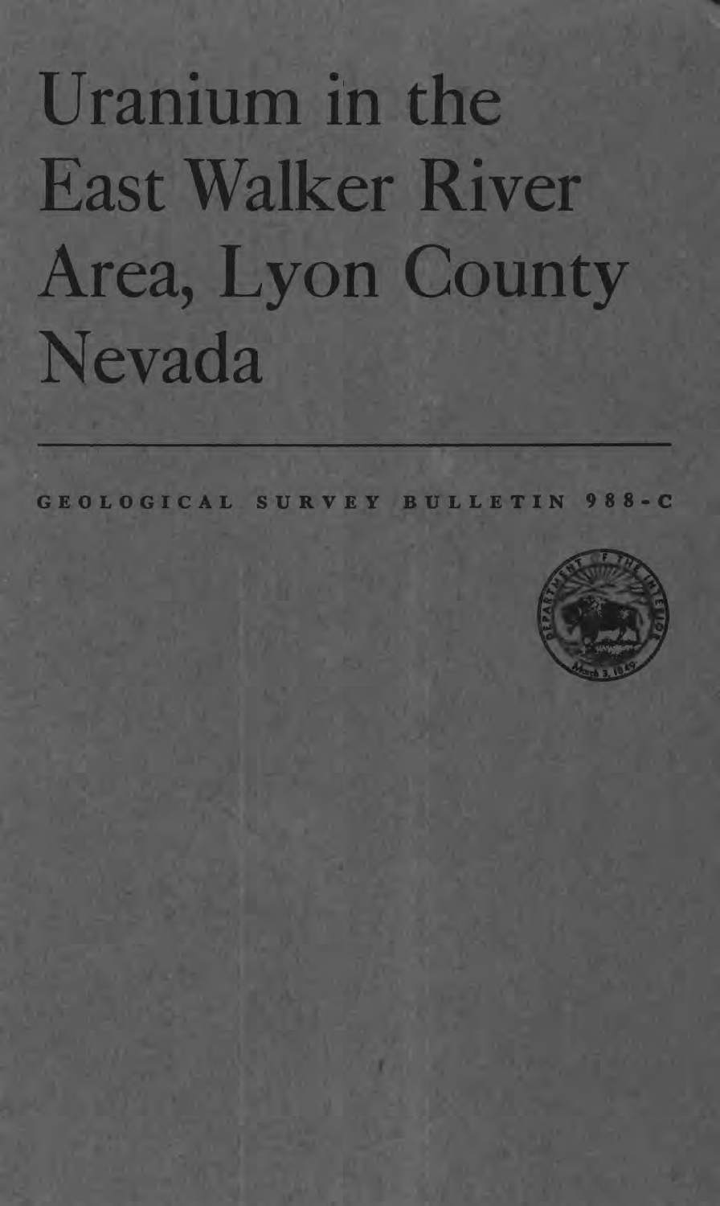# Uranium in the East Walker River Area, Lyon County Nevada

GEOLOGICAL SURVEY BULLETIN 988-C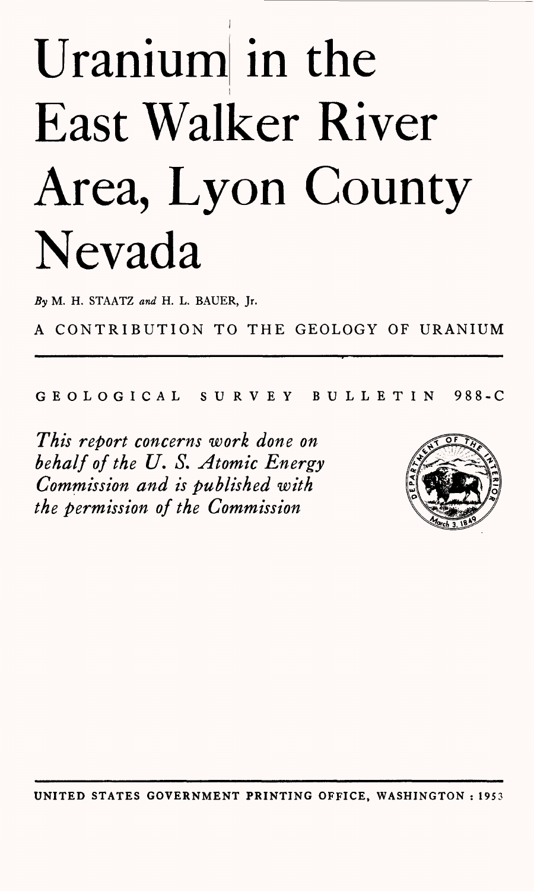# Uranium in the East Walker River Area, Lyon County Nevada

*By* M. H. STAATZ *and* H. L. BAUER, Jr.

A CONTRIBUTION TO THE GEOLOGY OF URANIUM

GEOLOGICAL SURVEY BULLETIN 988-C

*This report concerns work done on behalf of the U. S. Atomic Energy Commission and is published with the permission of the Commission*

UNITED STATES GOVERNMENT PRINTING OFFICE, WASHINGTON : 1953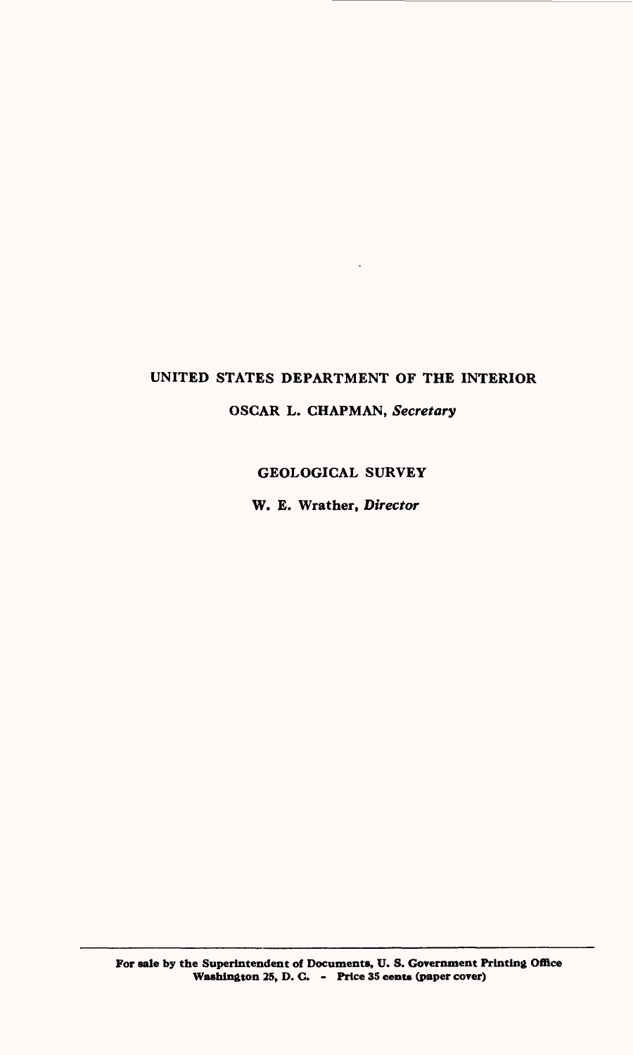UNITED STATES DEPARTMENT OF THE INTERIOR

OSCAR L. CHAPMAN, *Secretary*

GEOLOGICAL SURVEY

W. E. Wrather, *Director*

---

**For sale by the Superintendent of Documents, U. S. Government Printing Office Washington 25, D. C. - Price 35 cents (paper cover)**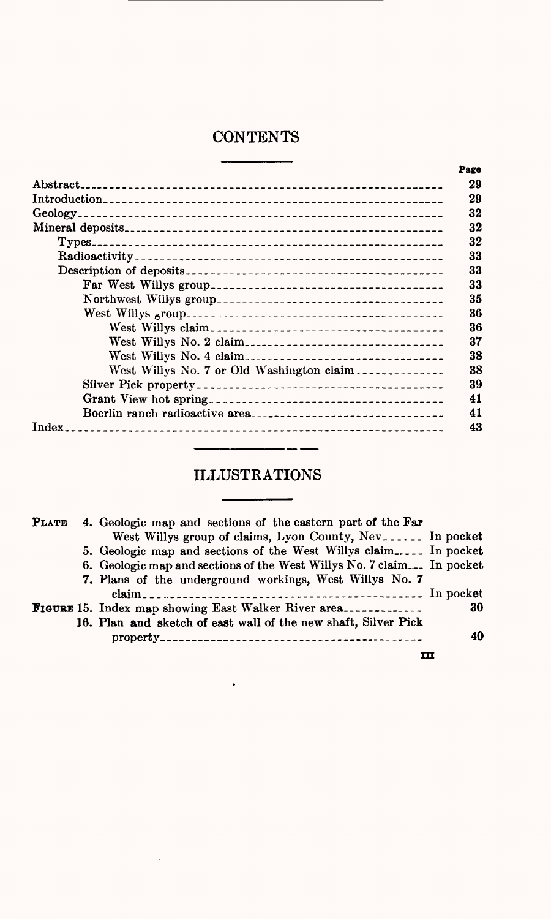# CONTENTS

| | Page |
|---|---|
| Abstract | 29 |
| Introduction | 29 |
| Geology | 32 |
| Mineral deposits | 32 |
| Types | 32 |
| Radioactivity | 33 |
| Description of deposits | 33 |
| Far West Willys group | 33 |
| Northwest Willys group | 35 |
| West Willys group | 36 |
| West Willys claim | 36 |
| West Willys No. 2 claim | 37 |
| West Willys No. 4 claim | 38 |
| West Willys No. 7 or Old Washington claim | 38 |
| Silver Pick property | 39 |
| Grant View hot spring | 41 |
| Boerlin ranch radioactive area | 41 |
| Index | 43 |

# ILLUSTRATIONS

| | | |
|---|---|---|
| PLATE | 4. Geologic map and sections of the eastern part of the Far West Willys group of claims, Lyon County, Nev | In pocket |
| | 5. Geologic map and sections of the West Willys claim | In pocket |
| | 6. Geologic map and sections of the West Willys No. 7 claim | In pocket |
| | 7. Plans of the underground workings, West Willys No. 7 claim | In pocket |
| FIGURE | 15. Index map showing East Walker River area | 30 |
| | 16. Plan and sketch of east wall of the new shaft, Silver Pick property | 40 |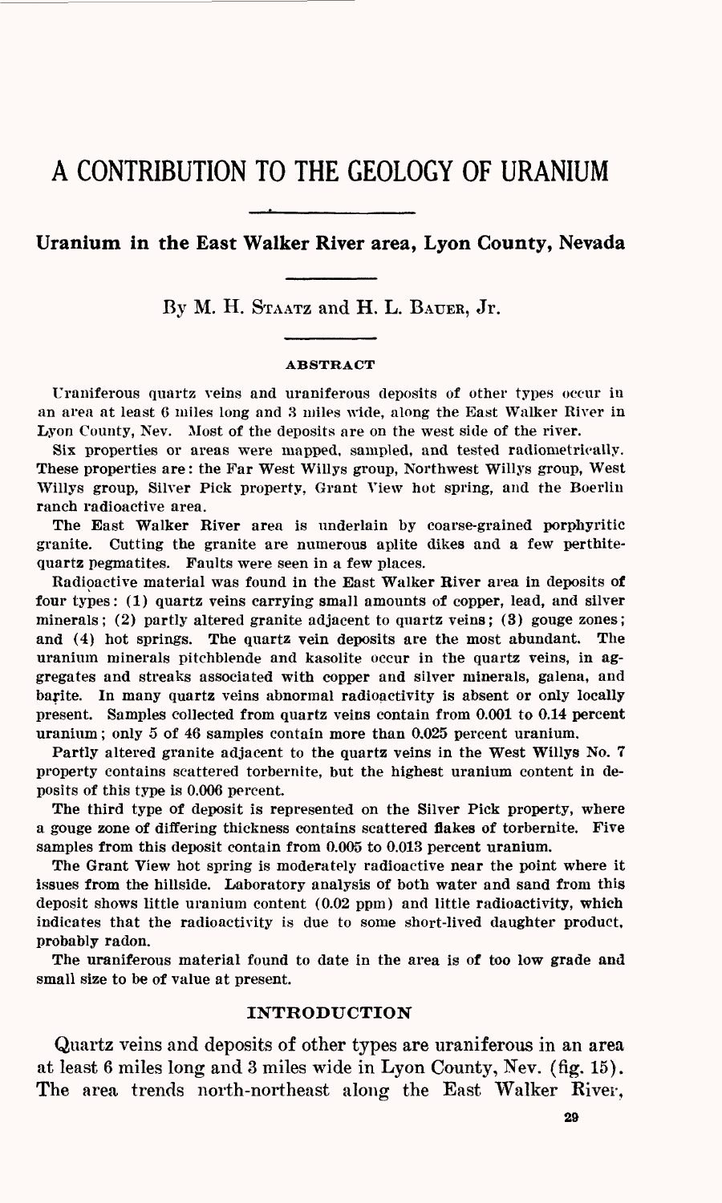# A CONTRIBUTION TO THE GEOLOGY OF URANIUM

## Uranium in the East Walker River area, Lyon County, Nevada

By M. H. Staatz and H. L. Bauer, Jr.

### ABSTRACT

Uraniferous quartz veins and uraniferous deposits of other types occur in an area at least 6 miles long and 3 miles wide, along the East Walker River in Lyon County, Nev. Most of the deposits are on the west side of the river.

Six properties or areas were mapped, sampled, and tested radiometrically. These properties are: the Far West Willys group, Northwest Willys group, West Willys group, Silver Pick property, Grant View hot spring, and the Boerlin ranch radioactive area.

The East Walker River area is underlain by coarse-grained porphyritic granite. Cutting the granite are numerous aplite dikes and a few perthite-quartz pegmatites. Faults were seen in a few places.

Radioactive material was found in the East Walker River area in deposits of four types: (1) quartz veins carrying small amounts of copper, lead, and silver minerals; (2) partly altered granite adjacent to quartz veins; (3) gouge zones; and (4) hot springs. The quartz vein deposits are the most abundant. The uranium minerals pitchblende and kasolite occur in the quartz veins, in aggregates and streaks associated with copper and silver minerals, galena, and barite. In many quartz veins abnormal radioactivity is absent or only locally present. Samples collected from quartz veins contain from 0.001 to 0.14 percent uranium; only 5 of 46 samples contain more than 0.025 percent uranium.

Partly altered granite adjacent to the quartz veins in the West Willys No. 7 property contains scattered torbernite, but the highest uranium content in deposits of this type is 0.006 percent.

The third type of deposit is represented on the Silver Pick property, where a gouge zone of differing thickness contains scattered flakes of torbernite. Five samples from this deposit contain from 0.005 to 0.013 percent uranium.

The Grant View hot spring is moderately radioactive near the point where it issues from the hillside. Laboratory analysis of both water and sand from this deposit shows little uranium content (0.02 ppm) and little radioactivity, which indicates that the radioactivity is due to some short-lived daughter product, probably radon.

The uraniferous material found to date in the area is of too low grade and small size to be of value at present.

### INTRODUCTION

Quartz veins and deposits of other types are uraniferous in an area at least 6 miles long and 3 miles wide in Lyon County, Nev. (fig. 15). The area trends north-northeast along the East Walker River,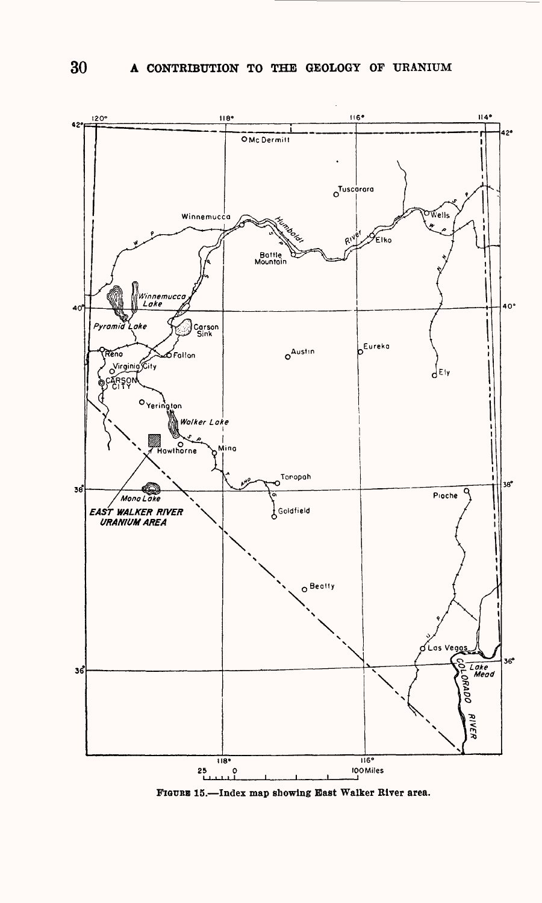FIGURE 15.—Index map showing East Walker River area.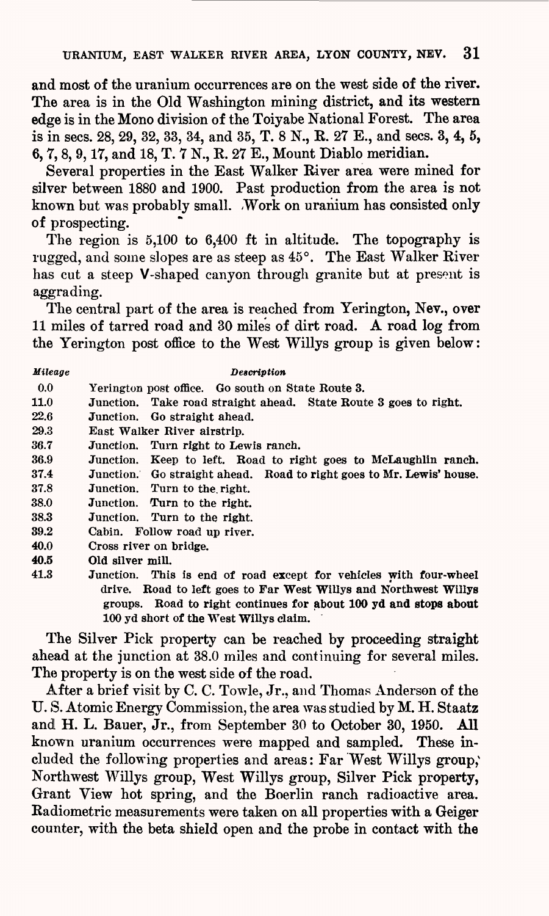and most of the uranium occurrences are on the west side of the river. The area is in the Old Washington mining district, and its western edge is in the Mono division of the Toiyabe National Forest. The area is in secs. 28, 29, 32, 33, 34, and 35, T. 8 N., R. 27 E., and secs. 3, 4, 5, 6, 7, 8, 9, 17, and 18, T. 7 N., R. 27 E., Mount Diablo meridian.

Several properties in the East Walker River area were mined for silver between 1880 and 1900. Past production from the area is not known but was probably small. Work on uranium has consisted only of prospecting.

The region is 5,100 to 6,400 ft in altitude. The topography is rugged, and some slopes are as steep as 45°. The East Walker River has cut a steep V-shaped canyon through granite but at present is aggrading.

The central part of the area is reached from Yerington, Nev., over 11 miles of tarred road and 30 miles of dirt road. A road log from the Yerington post office to the West Willys group is given below:

| *Mileage* | *Description* |
|---|---|
| 0.0 | Yerington post office. Go south on State Route 3. |
| 11.0 | Junction. Take road straight ahead. State Route 3 goes to right. |
| 22.6 | Junction. Go straight ahead. |
| 29.3 | East Walker River airstrip. |
| 36.7 | Junction. Turn right to Lewis ranch. |
| 36.9 | Junction. Keep to left. Road to right goes to McLaughlin ranch. |
| 37.4 | Junction. Go straight ahead. Road to right goes to Mr. Lewis' house. |
| 37.8 | Junction. Turn to the right. |
| 38.0 | Junction. Turn to the right. |
| 38.3 | Junction. Turn to the right. |
| 39.2 | Cabin. Follow road up river. |
| 40.0 | Cross river on bridge. |
| 40.5 | Old silver mill. |
| 41.3 | Junction. This is end of road except for vehicles with four-wheel drive. Road to left goes to Far West Willys and Northwest Willys groups. Road to right continues for about 100 yd and stops about 100 yd short of the West Willys claim. |

The Silver Pick property can be reached by proceeding straight ahead at the junction at 38.0 miles and continuing for several miles. The property is on the west side of the road.

After a brief visit by C. C. Towle, Jr., and Thomas Anderson of the U. S. Atomic Energy Commission, the area was studied by M. H. Staatz and H. L. Bauer, Jr., from September 30 to October 30, 1950. All known uranium occurrences were mapped and sampled. These included the following properties and areas: Far West Willys group, Northwest Willys group, West Willys group, Silver Pick property, Grant View hot spring, and the Boerlin ranch radioactive area. Radiometric measurements were taken on all properties with a Geiger counter, with the beta shield open and the probe in contact with the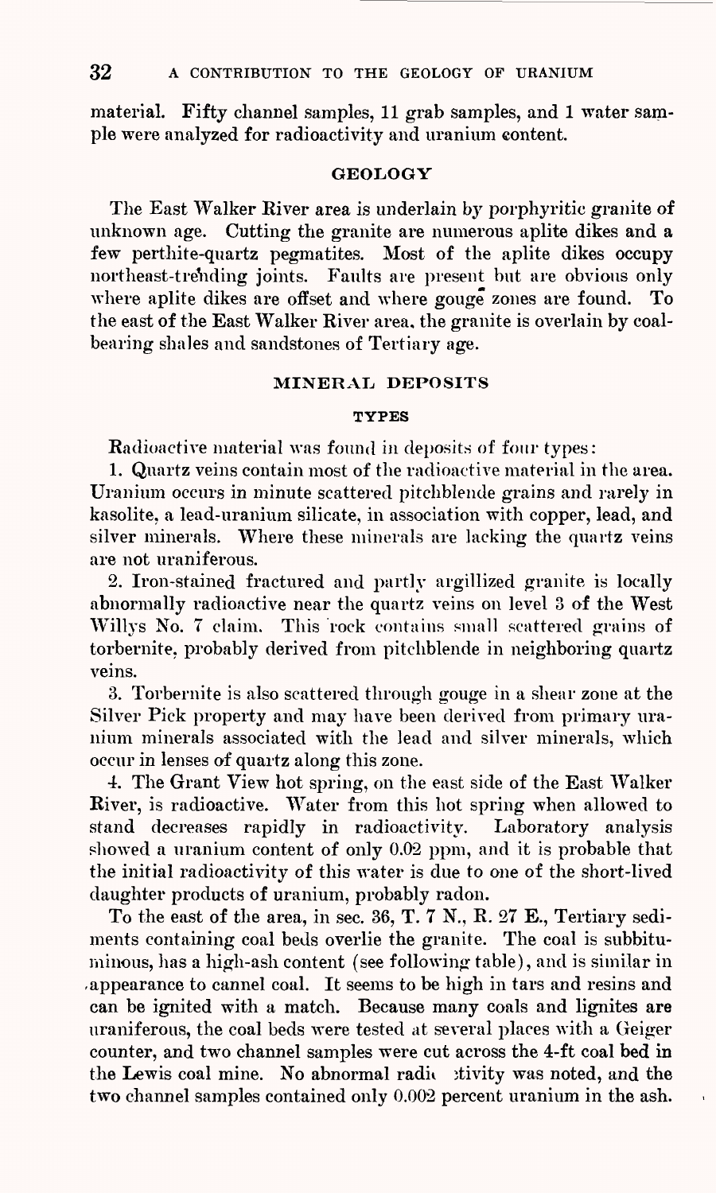material. Fifty channel samples, 11 grab samples, and 1 water sample were analyzed for radioactivity and uranium content.

## GEOLOGY

The East Walker River area is underlain by porphyritic granite of unknown age. Cutting the granite are numerous aplite dikes and a few perthite-quartz pegmatites. Most of the aplite dikes occupy northeast-trending joints. Faults are present but are obvious only where aplite dikes are offset and where gouge zones are found. To the east of the East Walker River area, the granite is overlain by coal-bearing shales and sandstones of Tertiary age.

## MINERAL DEPOSITS

### TYPES

Radioactive material was found in deposits of four types:

1. Quartz veins contain most of the radioactive material in the area. Uranium occurs in minute scattered pitchblende grains and rarely in kasolite, a lead-uranium silicate, in association with copper, lead, and silver minerals. Where these minerals are lacking the quartz veins are not uraniferous.

2. Iron-stained fractured and partly argillized granite is locally abnormally radioactive near the quartz veins on level 3 of the West Willys No. 7 claim. This rock contains small scattered grains of torbernite, probably derived from pitchblende in neighboring quartz veins.

3. Torbernite is also scattered through gouge in a shear zone at the Silver Pick property and may have been derived from primary uranium minerals associated with the lead and silver minerals, which occur in lenses of quartz along this zone.

4. The Grant View hot spring, on the east side of the East Walker River, is radioactive. Water from this hot spring when allowed to stand decreases rapidly in radioactivity. Laboratory analysis showed a uranium content of only 0.02 ppm, and it is probable that the initial radioactivity of this water is due to one of the short-lived daughter products of uranium, probably radon.

To the east of the area, in sec. 36, T. 7 N., R. 27 E., Tertiary sediments containing coal beds overlie the granite. The coal is subbituminous, has a high-ash content (see following table), and is similar in appearance to cannel coal. It seems to be high in tars and resins and can be ignited with a match. Because many coals and lignites are uraniferous, the coal beds were tested at several places with a Geiger counter, and two channel samples were cut across the 4-ft coal bed in the Lewis coal mine. No abnormal radioactivity was noted, and the two channel samples contained only 0.002 percent uranium in the ash.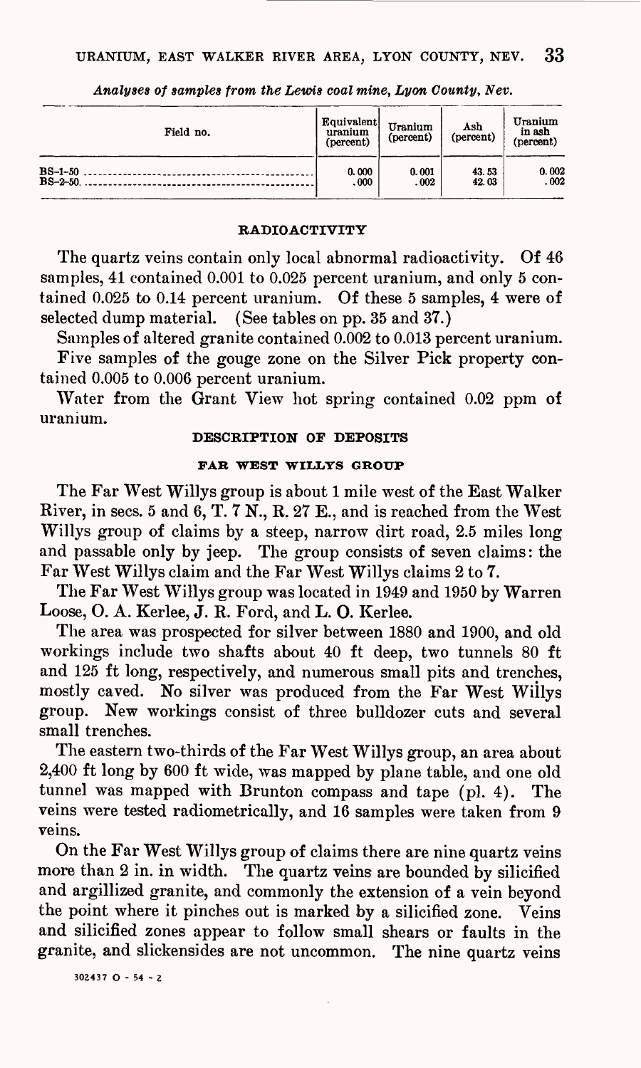*Analyses of samples from the Lewis coal mine, Lyon County, Nev.*

| Field no. | Equivalent uranium (percent) | Uranium (percent) | Ash (percent) | Uranium in ash (percent) |
|---|---|---|---|---|
| BS-1-50 | 0.000 | 0.001 | 43.53 | 0.002 |
| BS-2-50 | .000 | .002 | 42.03 | .002 |

### RADIOACTIVITY

The quartz veins contain only local abnormal radioactivity. Of 46 samples, 41 contained 0.001 to 0.025 percent uranium, and only 5 contained 0.025 to 0.14 percent uranium. Of these 5 samples, 4 were of selected dump material. (See tables on pp. 35 and 37.)

Samples of altered granite contained 0.002 to 0.013 percent uranium.

Five samples of the gouge zone on the Silver Pick property contained 0.005 to 0.006 percent uranium.

Water from the Grant View hot spring contained 0.02 ppm of uranium.

### DESCRIPTION OF DEPOSITS

#### FAR WEST WILLYS GROUP

The Far West Willys group is about 1 mile west of the East Walker River, in secs. 5 and 6, T. 7 N., R. 27 E., and is reached from the West Willys group of claims by a steep, narrow dirt road, 2.5 miles long and passable only by jeep. The group consists of seven claims: the Far West Willys claim and the Far West Willys claims 2 to 7.

The Far West Willys group was located in 1949 and 1950 by Warren Loose, O. A. Kerlee, J. R. Ford, and L. O. Kerlee.

The area was prospected for silver between 1880 and 1900, and old workings include two shafts about 40 ft deep, two tunnels 80 ft and 125 ft long, respectively, and numerous small pits and trenches, mostly caved. No silver was produced from the Far West Willys group. New workings consist of three bulldozer cuts and several small trenches.

The eastern two-thirds of the Far West Willys group, an area about 2,400 ft long by 600 ft wide, was mapped by plane table, and one old tunnel was mapped with Brunton compass and tape (pl. 4). The veins were tested radiometrically, and 16 samples were taken from 9 veins.

On the Far West Willys group of claims there are nine quartz veins more than 2 in. in width. The quartz veins are bounded by silicified and argillized granite, and commonly the extension of a vein beyond the point where it pinches out is marked by a silicified zone. Veins and silicified zones appear to follow small shears or faults in the granite, and slickensides are not uncommon. The nine quartz veins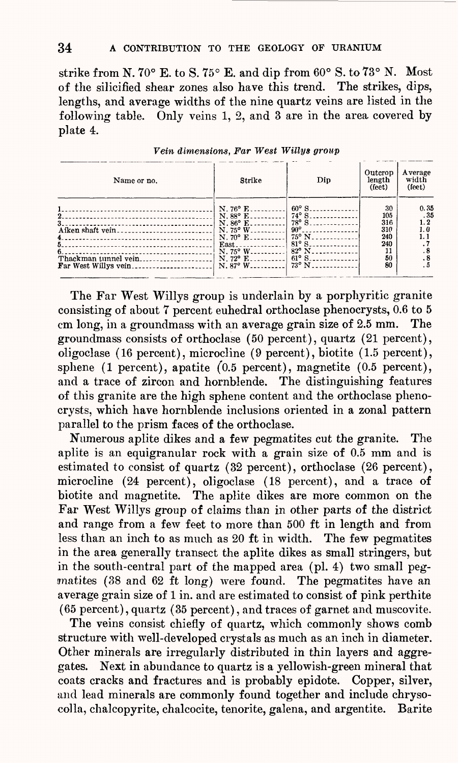strike from N. 70° E. to S. 75° E. and dip from 60° S. to 73° N. Most of the silicified shear zones also have this trend. The strikes, dips, lengths, and average widths of the nine quartz veins are listed in the following table. Only veins 1, 2, and 3 are in the area covered by plate 4.

*Vein dimensions, Far West Willys group*

| Name or no. | Strike | Dip | Outcrop length (feet) | Average width (feet) |
|---|---|---|---|---|
| 1 | N. 76° E. | 60° S. | 30 | 0.35 |
| 2 | N. 88° E. | 74° S. | 105 | .35 |
| 3 | N. 86° E. | 78° S. | 316 | 1.2 |
| Aiken shaft vein | N. 75° W. | 90° | 310 | 1.0 |
| 4 | N. 70° E. | 75° N. | 240 | 1.1 |
| 5 | East | 81° S. | 240 | .7 |
| 6 | N. 75° W. | 82° N. | 11 | .8 |
| Thackman tunnel vein | N. 72° E. | 61° S. | 50 | .8 |
| Far West Willys vein | N. 87° W. | 73° N. | 80 | .5 |

The Far West Willys group is underlain by a porphyritic granite consisting of about 7 percent euhedral orthoclase phenocrysts, 0.6 to 5 cm long, in a groundmass with an average grain size of 2.5 mm. The groundmass consists of orthoclase (50 percent), quartz (21 percent), oligoclase (16 percent), microcline (9 percent), biotite (1.5 percent), sphene (1 percent), apatite (0.5 percent), magnetite (0.5 percent), and a trace of zircon and hornblende. The distinguishing features of this granite are the high sphene content and the orthoclase phenocrysts, which have hornblende inclusions oriented in a zonal pattern parallel to the prism faces of the orthoclase.

Numerous aplite dikes and a few pegmatites cut the granite. The aplite is an equigranular rock with a grain size of 0.5 mm and is estimated to consist of quartz (32 percent), orthoclase (26 percent), microcline (24 percent), oligoclase (18 percent), and a trace of biotite and magnetite. The aplite dikes are more common on the Far West Willys group of claims than in other parts of the district and range from a few feet to more than 500 ft in length and from less than an inch to as much as 20 ft in width. The few pegmatites in the area generally transect the aplite dikes as small stringers, but in the south-central part of the mapped area (pl. 4) two small pegmatites (38 and 62 ft long) were found. The pegmatites have an average grain size of 1 in. and are estimated to consist of pink perthite (65 percent), quartz (35 percent), and traces of garnet and muscovite.

The veins consist chiefly of quartz, which commonly shows comb structure with well-developed crystals as much as an inch in diameter. Other minerals are irregularly distributed in thin layers and aggregates. Next in abundance to quartz is a yellowish-green mineral that coats cracks and fractures and is probably epidote. Copper, silver, and lead minerals are commonly found together and include chrysocolla, chalcopyrite, chalcocite, tenorite, galena, and argentite. Barite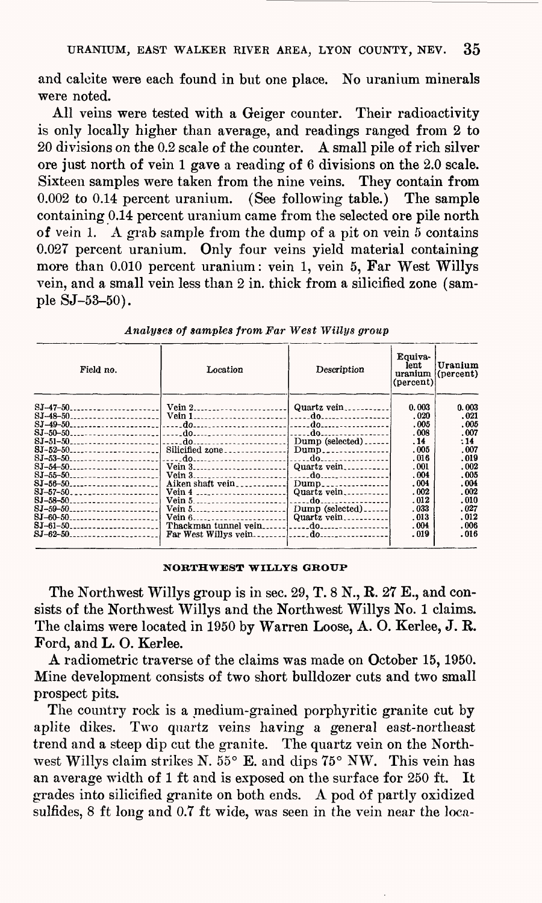and calcite were each found in but one place. No uranium minerals were noted.

All veins were tested with a Geiger counter. Their radioactivity is only locally higher than average, and readings ranged from 2 to 20 divisions on the 0.2 scale of the counter. A small pile of rich silver ore just north of vein 1 gave a reading of 6 divisions on the 2.0 scale. Sixteen samples were taken from the nine veins. They contain from 0.002 to 0.14 percent uranium. (See following table.) The sample containing 0.14 percent uranium came from the selected ore pile north of vein 1. A grab sample from the dump of a pit on vein 5 contains 0.027 percent uranium. Only four veins yield material containing more than 0.010 percent uranium: vein 1, vein 5, Far West Willys vein, and a small vein less than 2 in. thick from a silicified zone (sample SJ-53-50).

*Analyses of samples from Far West Willys group*

| Field no. | Location | Description | Equivalent uranium (percent) | Uranium (percent) |
|---|---|---|---|---|
| SJ-47-50 | Vein 2 | Quartz vein | 0.003 | 0.003 |
| SJ-48-50 | Vein 1 | do | .020 | .021 |
| SJ-49-50 | do | do | .005 | .005 |
| SJ-50-50 | do | do | .008 | .007 |
| SJ-51-50 | do | Dump (selected) | .14 | .14 |
| SJ-52-50 | Silicified zone | Dump | .005 | .007 |
| SJ-53-50 | do | do | .016 | .019 |
| SJ-54-50 | Vein 3 | Quartz vein | .001 | .002 |
| SJ-55-50 | Vein 3 | do | .004 | .005 |
| SJ-56-50 | Aiken shaft vein | Dump | .004 | .004 |
| SJ-57-50 | Vein 4 | Quartz vein | .002 | .002 |
| SJ-58-50 | Vein 5 | do | .012 | .010 |
| SJ-59-50 | Vein 5 | Dump (selected) | .033 | .027 |
| SJ-60-50 | Vein 6 | Quartz vein | .013 | .012 |
| SJ-61-50 | Thackman tunnel vein | do | .004 | .006 |
| SJ-62-50 | Far West Willys vein | do | .019 | .016 |

## NORTHWEST WILLYS GROUP

The Northwest Willys group is in sec. 29, T. 8 N., R. 27 E., and consists of the Northwest Willys and the Northwest Willys No. 1 claims. The claims were located in 1950 by Warren Loose, A. O. Kerlee, J. R. Ford, and L. O. Kerlee.

A radiometric traverse of the claims was made on October 15, 1950. Mine development consists of two short bulldozer cuts and two small prospect pits.

The country rock is a medium-grained porphyritic granite cut by aplite dikes. Two quartz veins having a general east-northeast trend and a steep dip cut the granite. The quartz vein on the Northwest Willys claim strikes N. 55° E. and dips 75° NW. This vein has an average width of 1 ft and is exposed on the surface for 250 ft. It grades into silicified granite on both ends. A pod of partly oxidized sulfides, 8 ft long and 0.7 ft wide, was seen in the vein near the loca-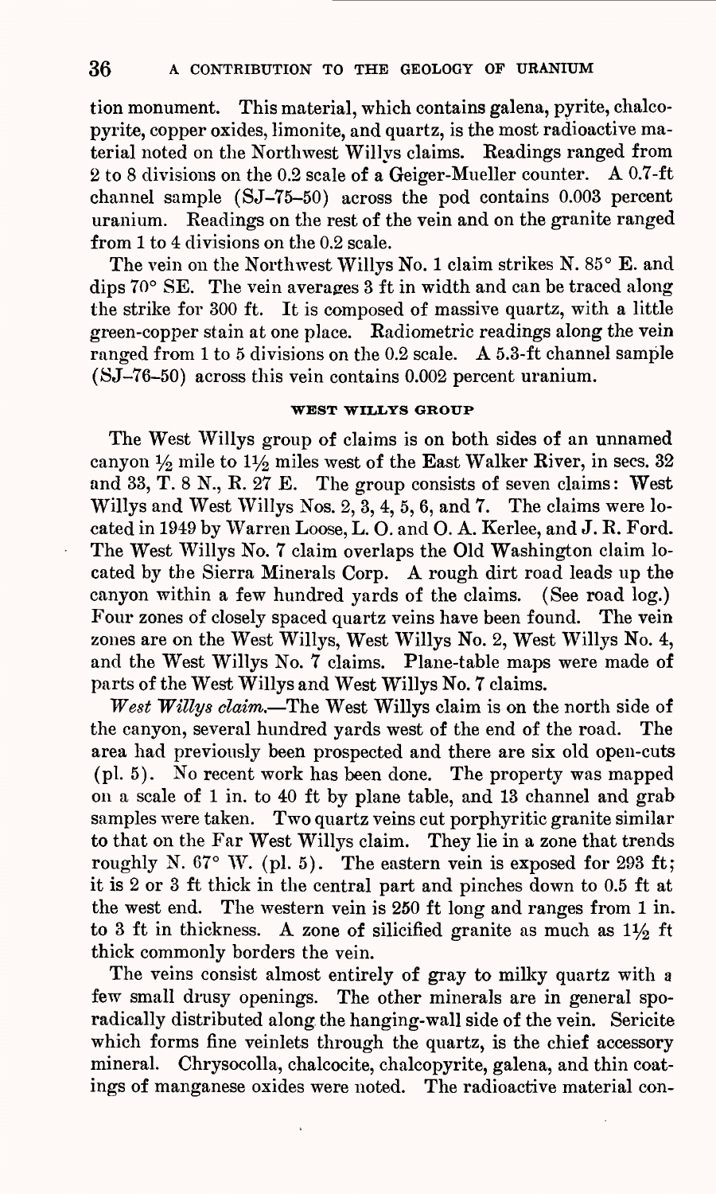tion monument. This material, which contains galena, pyrite, chalcopyrite, copper oxides, limonite, and quartz, is the most radioactive material noted on the Northwest Willys claims. Readings ranged from 2 to 8 divisions on the 0.2 scale of a Geiger-Mueller counter. A 0.7-ft channel sample (SJ-75-50) across the pod contains 0.003 percent uranium. Readings on the rest of the vein and on the granite ranged from 1 to 4 divisions on the 0.2 scale.

The vein on the Northwest Willys No. 1 claim strikes N. 85° E. and dips 70° SE. The vein averages 3 ft in width and can be traced along the strike for 300 ft. It is composed of massive quartz, with a little green-copper stain at one place. Radiometric readings along the vein ranged from 1 to 5 divisions on the 0.2 scale. A 5.3-ft channel sample (SJ-76-50) across this vein contains 0.002 percent uranium.

#### WEST WILLYS GROUP

The West Willys group of claims is on both sides of an unnamed canyon ½ mile to 1½ miles west of the East Walker River, in secs. 32 and 33, T. 8 N., R. 27 E. The group consists of seven claims: West Willys and West Willys Nos. 2, 3, 4, 5, 6, and 7. The claims were located in 1949 by Warren Loose, L. O. and O. A. Kerlee, and J. R. Ford. The West Willys No. 7 claim overlaps the Old Washington claim located by the Sierra Minerals Corp. A rough dirt road leads up the canyon within a few hundred yards of the claims. (See road log.) Four zones of closely spaced quartz veins have been found. The vein zones are on the West Willys, West Willys No. 2, West Willys No. 4, and the West Willys No. 7 claims. Plane-table maps were made of parts of the West Willys and West Willys No. 7 claims.

*West Willys claim.*—The West Willys claim is on the north side of the canyon, several hundred yards west of the end of the road. The area had previously been prospected and there are six old open-cuts (pl. 5). No recent work has been done. The property was mapped on a scale of 1 in. to 40 ft by plane table, and 13 channel and grab samples were taken. Two quartz veins cut porphyritic granite similar to that on the Far West Willys claim. They lie in a zone that trends roughly N. 67° W. (pl. 5). The eastern vein is exposed for 293 ft; it is 2 or 3 ft thick in the central part and pinches down to 0.5 ft at the west end. The western vein is 250 ft long and ranges from 1 in. to 3 ft in thickness. A zone of silicified granite as much as 1½ ft thick commonly borders the vein.

The veins consist almost entirely of gray to milky quartz with a few small drusy openings. The other minerals are in general sporadically distributed along the hanging-wall side of the vein. Sericite which forms fine veinlets through the quartz, is the chief accessory mineral. Chrysocolla, chalcocite, chalcopyrite, galena, and thin coatings of manganese oxides were noted. The radioactive material con-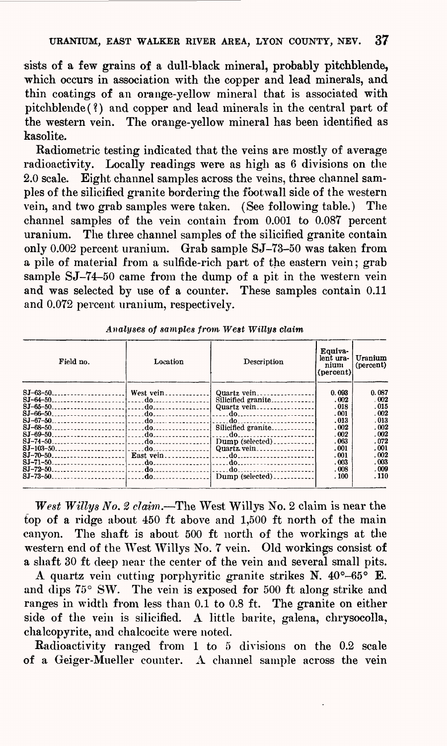sists of a few grains of a dull-black mineral, probably pitchblende, which occurs in association with the copper and lead minerals, and thin coatings of an orange-yellow mineral that is associated with pitchblende(?) and copper and lead minerals in the central part of the western vein. The orange-yellow mineral has been identified as kasolite.

Radiometric testing indicated that the veins are mostly of average radioactivity. Locally readings were as high as 6 divisions on the 2.0 scale. Eight channel samples across the veins, three channel samples of the silicified granite bordering the footwall side of the western vein, and two grab samples were taken. (See following table.) The channel samples of the vein contain from 0.001 to 0.087 percent uranium. The three channel samples of the silicified granite contain only 0.002 percent uranium. Grab sample SJ-73-50 was taken from a pile of material from a sulfide-rich part of the eastern vein; grab sample SJ-74-50 came from the dump of a pit in the western vein and was selected by use of a counter. These samples contain 0.11 and 0.072 percent uranium, respectively.

*Analyses of samples from West Willys claim*

| Field no. | Location | Description | Equivalent uranium (percent) | Uranium (percent) |
|---|---|---|---|---|
| SJ-63-50 | West vein | Quartz vein | 0.093 | 0.087 |
| SJ-64-50 | do | Silicified granite | .002 | .002 |
| SJ-65-50 | do | Quartz vein | .018 | .015 |
| SJ-66-50 | do | do | .001 | .002 |
| SJ-67-50 | do | do | .013 | .013 |
| SJ-68-50 | do | Silicified granite | .002 | .002 |
| SJ-69-50 | do | do | .002 | .002 |
| SJ-74-50 | do | Dump (selected) | .063 | .072 |
| SJ-103-50 | do | Quartz vein | .001 | .001 |
| SJ-70-50 | East vein | do | .001 | .002 |
| SJ-71-50 | do | do | .003 | .003 |
| SJ-72-50 | do | do | .008 | .009 |
| SJ-73-50 | do | Dump (selected) | .100 | .110 |

*West Willys No. 2 claim.*—The West Willys No. 2 claim is near the top of a ridge about 450 ft above and 1,500 ft north of the main canyon. The shaft is about 500 ft north of the workings at the western end of the West Willys No. 7 vein. Old workings consist of a shaft 30 ft deep near the center of the vein and several small pits.

A quartz vein cutting porphyritic granite strikes N. 40°–65° E. and dips 75° SW. The vein is exposed for 500 ft along strike and ranges in width from less than 0.1 to 0.8 ft. The granite on either side of the vein is silicified. A little barite, galena, chrysocolla, chalcopyrite, and chalcocite were noted.

Radioactivity ranged from 1 to 5 divisions on the 0.2 scale of a Geiger-Mueller counter. A channel sample across the vein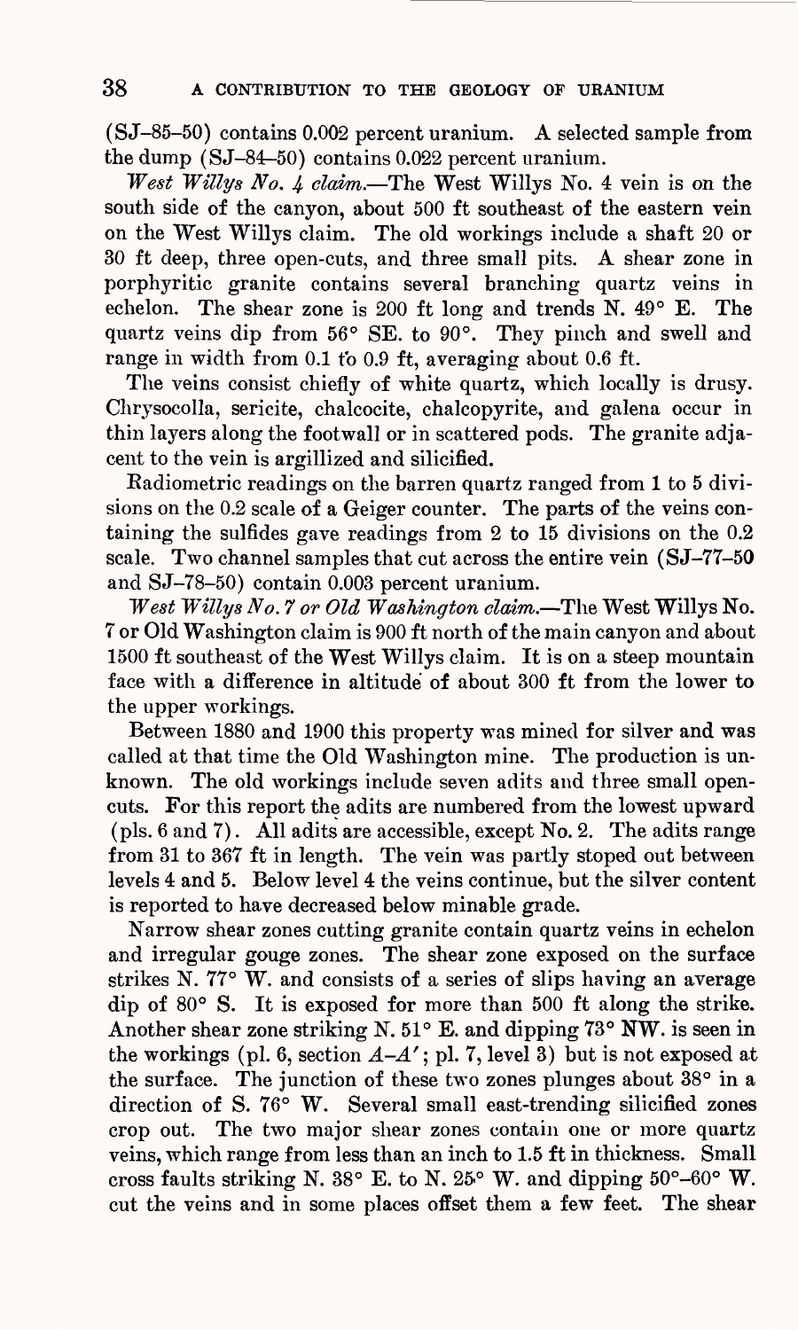(SJ–85–50) contains 0.002 percent uranium. A selected sample from the dump (SJ–84–50) contains 0.022 percent uranium.

*West Willys No. 4 claim.*—The West Willys No. 4 vein is on the south side of the canyon, about 500 ft southeast of the eastern vein on the West Willys claim. The old workings include a shaft 20 or 30 ft deep, three open-cuts, and three small pits. A shear zone in porphyritic granite contains several branching quartz veins in echelon. The shear zone is 200 ft long and trends N. 49° E. The quartz veins dip from 56° SE. to 90°. They pinch and swell and range in width from 0.1 to 0.9 ft, averaging about 0.6 ft.

The veins consist chiefly of white quartz, which locally is drusy. Chrysocolla, sericite, chalcocite, chalcopyrite, and galena occur in thin layers along the footwall or in scattered pods. The granite adjacent to the vein is argillized and silicified.

Radiometric readings on the barren quartz ranged from 1 to 5 divisions on the 0.2 scale of a Geiger counter. The parts of the veins containing the sulfides gave readings from 2 to 15 divisions on the 0.2 scale. Two channel samples that cut across the entire vein (SJ–77–50 and SJ–78–50) contain 0.003 percent uranium.

*West Willys No. 7 or Old Washington claim.*—The West Willys No. 7 or Old Washington claim is 900 ft north of the main canyon and about 1500 ft southeast of the West Willys claim. It is on a steep mountain face with a difference in altitude of about 300 ft from the lower to the upper workings.

Between 1880 and 1900 this property was mined for silver and was called at that time the Old Washington mine. The production is unknown. The old workings include seven adits and three small open-cuts. For this report the adits are numbered from the lowest upward (pls. 6 and 7). All adits are accessible, except No. 2. The adits range from 31 to 367 ft in length. The vein was partly stoped out between levels 4 and 5. Below level 4 the veins continue, but the silver content is reported to have decreased below minable grade.

Narrow shear zones cutting granite contain quartz veins in echelon and irregular gouge zones. The shear zone exposed on the surface strikes N. 77° W. and consists of a series of slips having an average dip of 80° S. It is exposed for more than 500 ft along the strike. Another shear zone striking N. 51° E. and dipping 73° NW. is seen in the workings (pl. 6, section $A$–$A'$; pl. 7, level 3) but is not exposed at the surface. The junction of these two zones plunges about 38° in a direction of S. 76° W. Several small east-trending silicified zones crop out. The two major shear zones contain one or more quartz veins, which range from less than an inch to 1.5 ft in thickness. Small cross faults striking N. 38° E. to N. 25° W. and dipping 50°–60° W. cut the veins and in some places offset them a few feet. The shear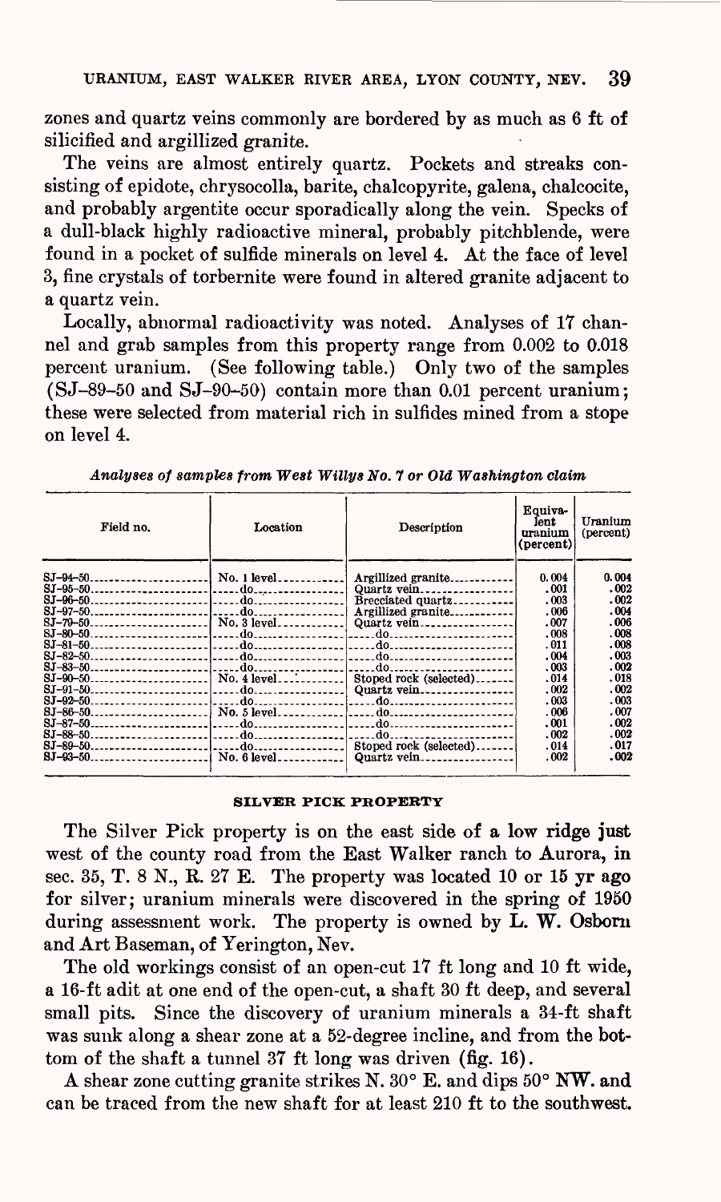zones and quartz veins commonly are bordered by as much as 6 ft of silicified and argillized granite.

The veins are almost entirely quartz. Pockets and streaks consisting of epidote, chrysocolla, barite, chalcopyrite, galena, chalcocite, and probably argentite occur sporadically along the vein. Specks of a dull-black highly radioactive mineral, probably pitchblende, were found in a pocket of sulfide minerals on level 4. At the face of level 3, fine crystals of torbernite were found in altered granite adjacent to a quartz vein.

Locally, abnormal radioactivity was noted. Analyses of 17 channel and grab samples from this property range from 0.002 to 0.018 percent uranium. (See following table.) Only two of the samples (SJ–89–50 and SJ–90–50) contain more than 0.01 percent uranium; these were selected from material rich in sulfides mined from a stope on level 4.

*Analyses of samples from West Willys No. 7 or Old Washington claim*

| Field no. | Location | Description | Equivalent uranium (percent) | Uranium (percent) |
|---|---|---|---|---|
| SJ–94–50 | No. 1 level | Argillized granite | 0.004 | 0.004 |
| SJ–95–50 | do | Quartz vein | .001 | .002 |
| SJ–96–50 | do | Brecciated quartz | .003 | .002 |
| SJ–97–50 | do | Argillized granite | .006 | .004 |
| SJ–79–50 | No. 3 level | Quartz vein | .007 | .006 |
| SJ–80–50 | do | do | .008 | .008 |
| SJ–81–50 | do | do | .011 | .008 |
| SJ–82–50 | do | do | .004 | .003 |
| SJ–83–50 | do | do | .003 | .002 |
| SJ–90–50 | No. 4 level | Stoped rock (selected) | .014 | .018 |
| SJ–91–50 | do | Quartz vein | .002 | .002 |
| SJ–92–50 | do | do | .003 | .003 |
| SJ–86–50 | No. 5 level | do | .006 | .007 |
| SJ–87–50 | do | do | .001 | .002 |
| SJ–88–50 | do | do | .002 | .002 |
| SJ–89–50 | do | Stoped rock (selected) | .014 | .017 |
| SJ–93–50 | No. 6 level | Quartz vein | .002 | .002 |

## SILVER PICK PROPERTY

The Silver Pick property is on the east side of a low ridge just west of the county road from the East Walker ranch to Aurora, in sec. 35, T. 8 N., R. 27 E. The property was located 10 or 15 yr ago for silver; uranium minerals were discovered in the spring of 1950 during assessment work. The property is owned by L. W. Osborn and Art Baseman, of Yerington, Nev.

The old workings consist of an open-cut 17 ft long and 10 ft wide, a 16-ft adit at one end of the open-cut, a shaft 30 ft deep, and several small pits. Since the discovery of uranium minerals a 34-ft shaft was sunk along a shear zone at a 52-degree incline, and from the bottom of the shaft a tunnel 37 ft long was driven (fig. 16).

A shear zone cutting granite strikes N. 30° E. and dips 50° NW. and can be traced from the new shaft for at least 210 ft to the southwest.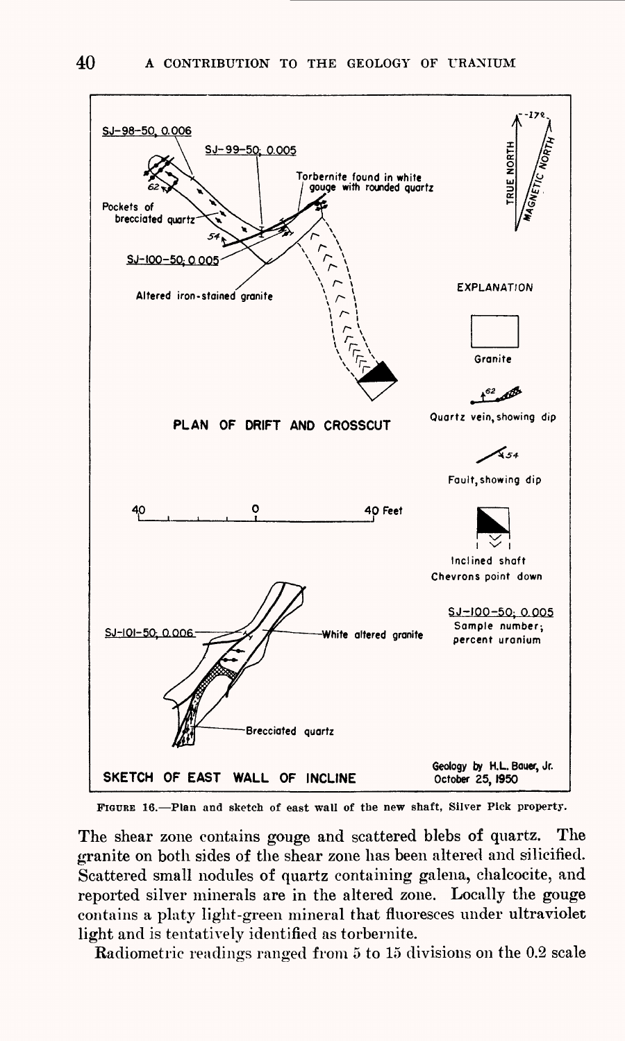FIGURE 16.—Plan and sketch of east wall of the new shaft, Silver Pick property.

The shear zone contains gouge and scattered blebs of quartz. The granite on both sides of the shear zone has been altered and silicified. Scattered small nodules of quartz containing galena, chalcocite, and reported silver minerals are in the altered zone. Locally the gouge contains a platy light-green mineral that fluoresces under ultraviolet light and is tentatively identified as torbernite.

Radiometric readings ranged from 5 to 15 divisions on the 0.2 scale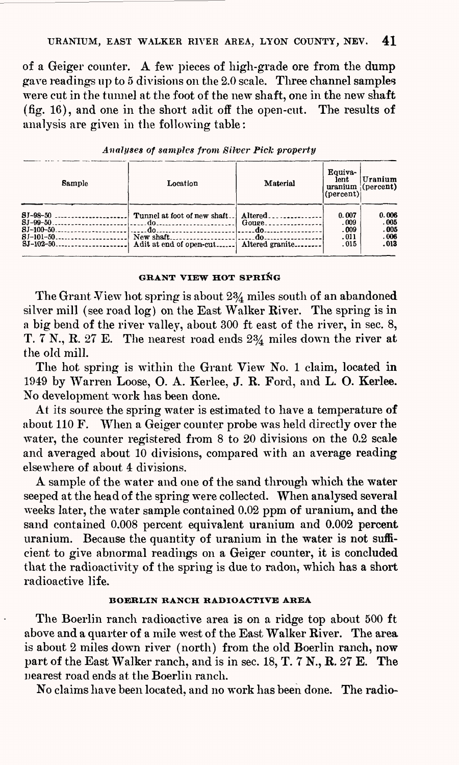of a Geiger counter. A few pieces of high-grade ore from the dump gave readings up to 5 divisions on the 2.0 scale. Three channel samples were cut in the tunnel at the foot of the new shaft, one in the new shaft (fig. 16), and one in the short adit off the open-cut. The results of analysis are given in the following table:

*Analyses of samples from Silver Pick property*

| Sample | Location | Material | Equivalent uranium (percent) | Uranium (percent) |
|---|---|---|---|---|
| SJ-98-50 | Tunnel at foot of new shaft | Altered | 0.007 | 0.006 |
| SJ-99-50 | do | Gouge | .009 | .005 |
| SJ-100-50 | do | do | .009 | .005 |
| SJ-101-50 | New shaft | do | .011 | .006 |
| SJ-102-50 | Adit at end of open-cut | Altered granite | .015 | .013 |

## GRANT VIEW HOT SPRING

The Grant View hot spring is about 2¾ miles south of an abandoned silver mill (see road log) on the East Walker River. The spring is in a big bend of the river valley, about 300 ft east of the river, in sec. 8, T. 7 N., R. 27 E. The nearest road ends 2¾ miles down the river at the old mill.

The hot spring is within the Grant View No. 1 claim, located in 1949 by Warren Loose, O. A. Kerlee, J. R. Ford, and L. O. Kerlee. No development work has been done.

At its source the spring water is estimated to have a temperature of about 110 F. When a Geiger counter probe was held directly over the water, the counter registered from 8 to 20 divisions on the 0.2 scale and averaged about 10 divisions, compared with an average reading elsewhere of about 4 divisions.

A sample of the water and one of the sand through which the water seeped at the head of the spring were collected. When analysed several weeks later, the water sample contained 0.02 ppm of uranium, and the sand contained 0.008 percent equivalent uranium and 0.002 percent uranium. Because the quantity of uranium in the water is not sufficient to give abnormal readings on a Geiger counter, it is concluded that the radioactivity of the spring is due to radon, which has a short radioactive life.

## BOERLIN RANCH RADIOACTIVE AREA

The Boerlin ranch radioactive area is on a ridge top about 500 ft above and a quarter of a mile west of the East Walker River. The area is about 2 miles down river (north) from the old Boerlin ranch, now part of the East Walker ranch, and is in sec. 18, T. 7 N., R. 27 E. The nearest road ends at the Boerlin ranch.

No claims have been located, and no work has been done. The radio-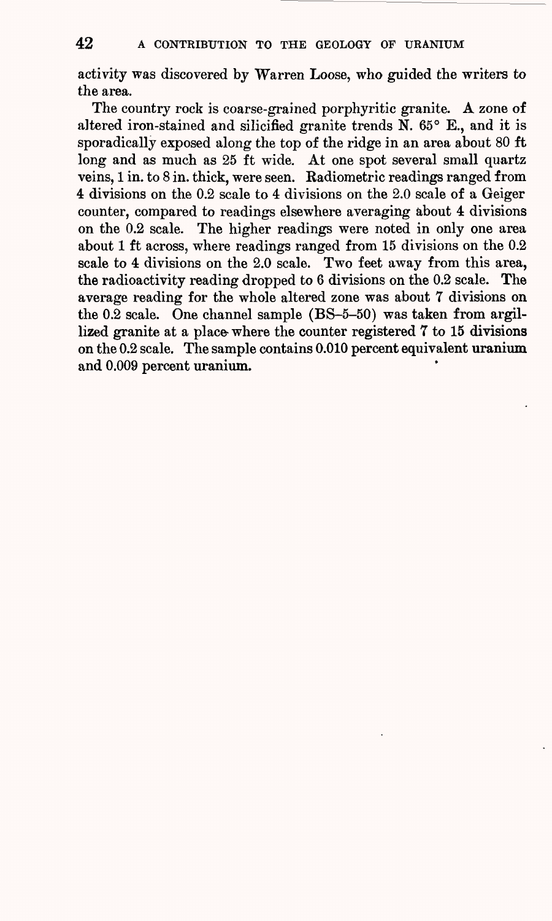activity was discovered by Warren Loose, who guided the writers to the area.

The country rock is coarse-grained porphyritic granite. A zone of altered iron-stained and silicified granite trends N. 65° E., and it is sporadically exposed along the top of the ridge in an area about 80 ft long and as much as 25 ft wide. At one spot several small quartz veins, 1 in. to 8 in. thick, were seen. Radiometric readings ranged from 4 divisions on the 0.2 scale to 4 divisions on the 2.0 scale of a Geiger counter, compared to readings elsewhere averaging about 4 divisions on the 0.2 scale. The higher readings were noted in only one area about 1 ft across, where readings ranged from 15 divisions on the 0.2 scale to 4 divisions on the 2.0 scale. Two feet away from this area, the radioactivity reading dropped to 6 divisions on the 0.2 scale. The average reading for the whole altered zone was about 7 divisions on the 0.2 scale. One channel sample (BS–5–50) was taken from argillized granite at a place where the counter registered 7 to 15 divisions on the 0.2 scale. The sample contains 0.010 percent equivalent uranium and 0.009 percent uranium.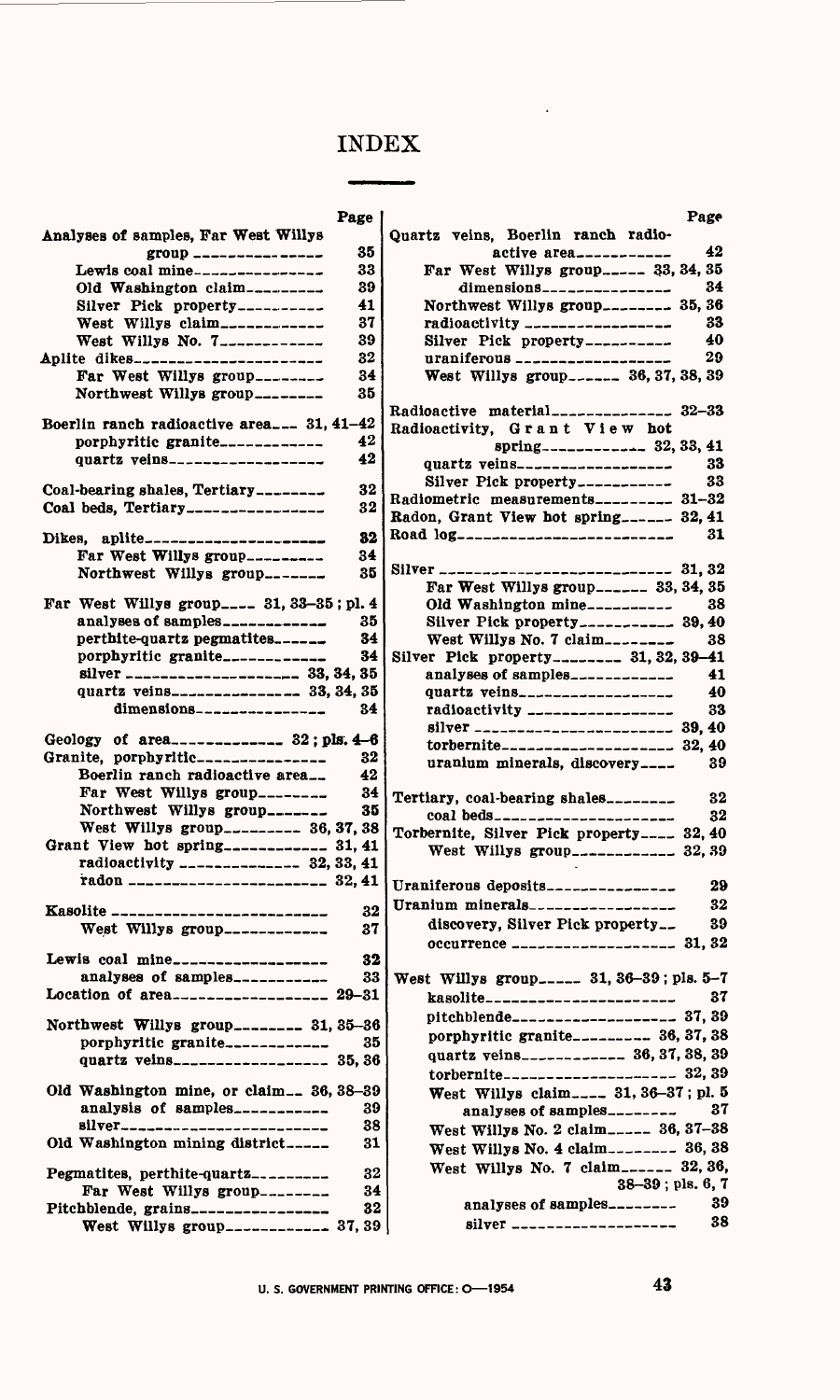# INDEX

| | Page |
|---|---|
| Analyses of samples, Far West Willys group | 35 |
| Lewis coal mine | 33 |
| Old Washington claim | 39 |
| Silver Pick property | 41 |
| West Willys claim | 37 |
| West Willys No. 7 | 39 |
| Aplite dikes | 32 |
| Far West Willys group | 34 |
| Northwest Willys group | 35 |
| Boerlin ranch radioactive area | 31, 41–42 |
| porphyritic granite | 42 |
| quartz veins | 42 |
| Coal-bearing shales, Tertiary | 32 |
| Coal beds, Tertiary | 32 |
| Dikes, aplite | 32 |
| Far West Willys group | 34 |
| Northwest Willys group | 35 |
| Far West Willys group | 31, 33–35; pl. 4 |
| analyses of samples | 35 |
| perthite-quartz pegmatites | 34 |
| porphyritic granite | 34 |
| silver | 33, 34, 35 |
| quartz veins | 33, 34, 35 |
| dimensions | 34 |
| Geology of area | 32; pls. 4–6 |
| Granite, porphyritic | 32 |
| Boerlin ranch radioactive area | 42 |
| Far West Willys group | 34 |
| Northwest Willys group | 35 |
| West Willys group | 36, 37, 38 |
| Grant View hot spring | 31, 41 |
| radioactivity | 32, 33, 41 |
| radon | 32, 41 |
| Kasolite | 32 |
| West Willys group | 37 |
| Lewis coal mine | 32 |
| analyses of samples | 33 |
| Location of area | 29–31 |
| Northwest Willys group | 31, 35–36 |
| porphyritic granite | 35 |
| quartz veins | 35, 36 |
| Old Washington mine, or claim | 36, 38–39 |
| analysis of samples | 39 |
| silver | 38 |
| Old Washington mining district | 31 |
| Pegmatites, perthite-quartz | 32 |
| Far West Willys group | 34 |
| Pitchblende, grains | 32 |
| West Willys group | 37, 39 |
| Quartz veins, Boerlin ranch radioactive area | 42 |
| Far West Willys group | 33, 34, 35 |
| dimensions | 34 |
| Northwest Willys group | 35, 36 |
| radioactivity | 33 |
| Silver Pick property | 40 |
| uraniferous | 29 |
| West Willys group | 36, 37, 38, 39 |
| Radioactive material | 32–33 |
| Radioactivity, Grant View hot spring | 32, 33, 41 |
| quartz veins | 33 |
| Silver Pick property | 33 |
| Radiometric measurements | 31–32 |
| Radon, Grant View hot spring | 32, 41 |
| Road log | 31 |
| Silver | 31, 32 |
| Far West Willys group | 33, 34, 35 |
| Old Washington mine | 38 |
| Silver Pick property | 39, 40 |
| West Willys No. 7 claim | 38 |
| Silver Pick property | 31, 32, 39–41 |
| analyses of samples | 41 |
| quartz veins | 40 |
| radioactivity | 33 |
| silver | 39, 40 |
| torbernite | 32, 40 |
| uranium minerals, discovery | 39 |
| Tertiary, coal-bearing shales | 32 |
| coal beds | 32 |
| Torbernite, Silver Pick property | 32, 40 |
| West Willys group | 32, 39 |
| Uraniferous deposits | 29 |
| Uranium minerals | 32 |
| discovery, Silver Pick property | 39 |
| occurrence | 31, 32 |
| West Willys group | 31, 36–39; pls. 5–7 |
| kasolite | 37 |
| pitchblende | 37, 39 |
| porphyritic granite | 36, 37, 38 |
| quartz veins | 36, 37, 38, 39 |
| torbernite | 32, 39 |
| West Willys claim | 31, 36–37; pl. 5 |
| analyses of samples | 37 |
| West Willys No. 2 claim | 36, 37–38 |
| West Willys No. 4 claim | 36, 38 |
| West Willys No. 7 claim | 32, 36, 38–39; pls. 6, 7 |
| analyses of samples | 39 |
| silver | 38 |

U. S. GOVERNMENT PRINTING OFFICE: O—1954